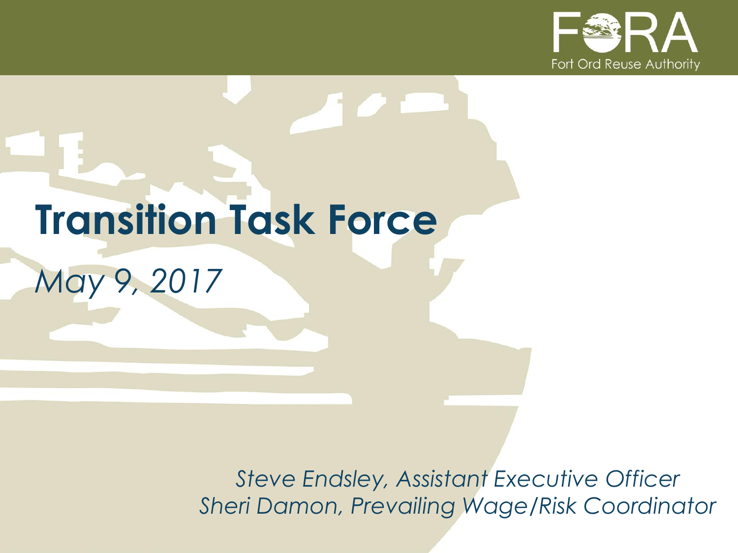FORA

Fort Ord Reuse Authority

# Transition Task Force

*May 9, 2017*

*Steve Endsley, Assistant Executive Officer*
*Sheri Damon, Prevailing Wage/Risk Coordinator*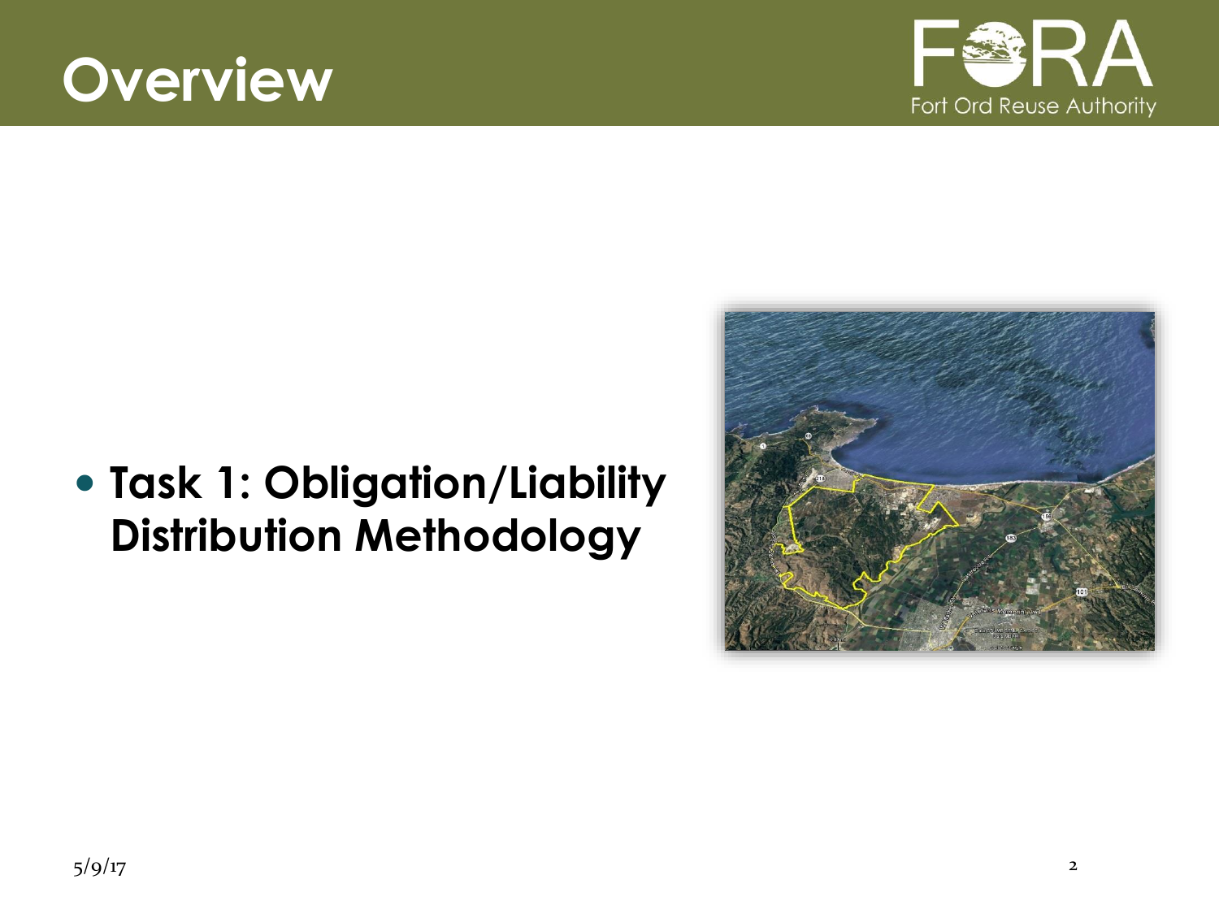# Overview

- **Task 1: Obligation/Liability Distribution Methodology**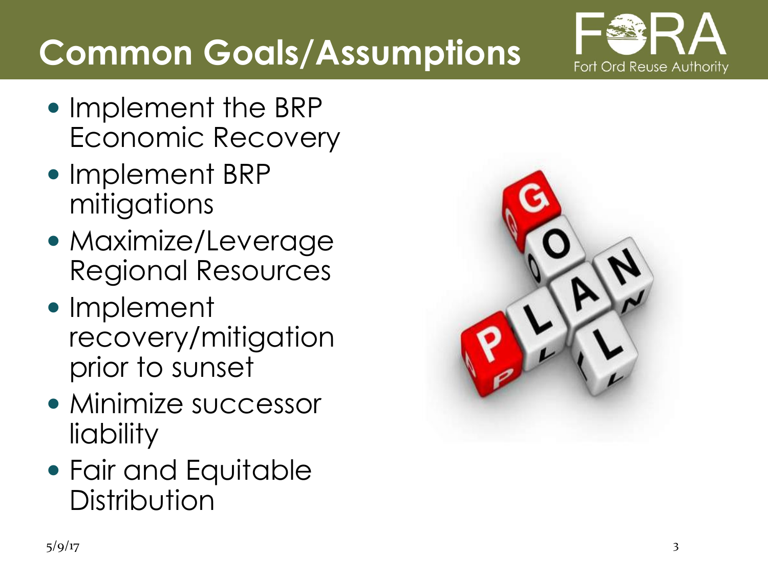# Common Goals/Assumptions

- Implement the BRP Economic Recovery
- Implement BRP mitigations
- Maximize/Leverage Regional Resources
- Implement recovery/mitigation prior to sunset
- Minimize successor liability
- Fair and Equitable Distribution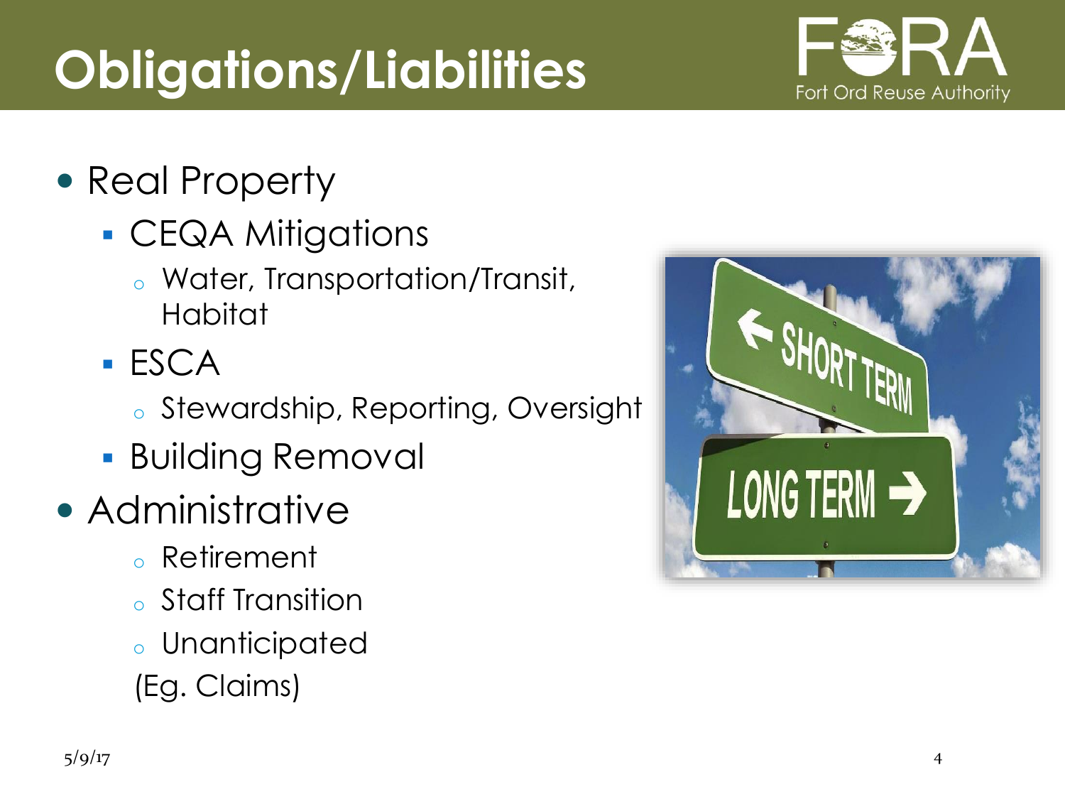# Obligations/Liabilities

- Real Property
  - CEQA Mitigations
    - Water, Transportation/Transit, Habitat
  - ESCA
    - Stewardship, Reporting, Oversight
  - Building Removal
- Administrative
    - Retirement
    - Staff Transition
    - Unanticipated
    (Eg. Claims)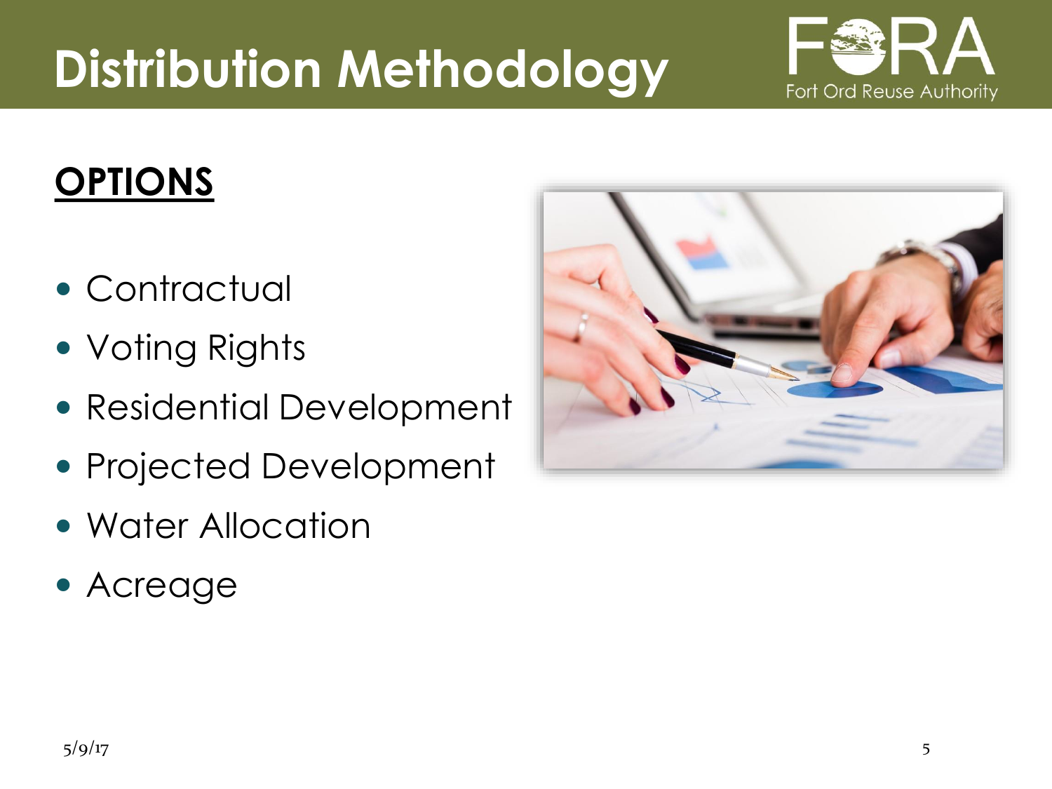# Distribution Methodology

## OPTIONS

- Contractual
- Voting Rights
- Residential Development
- Projected Development
- Water Allocation
- Acreage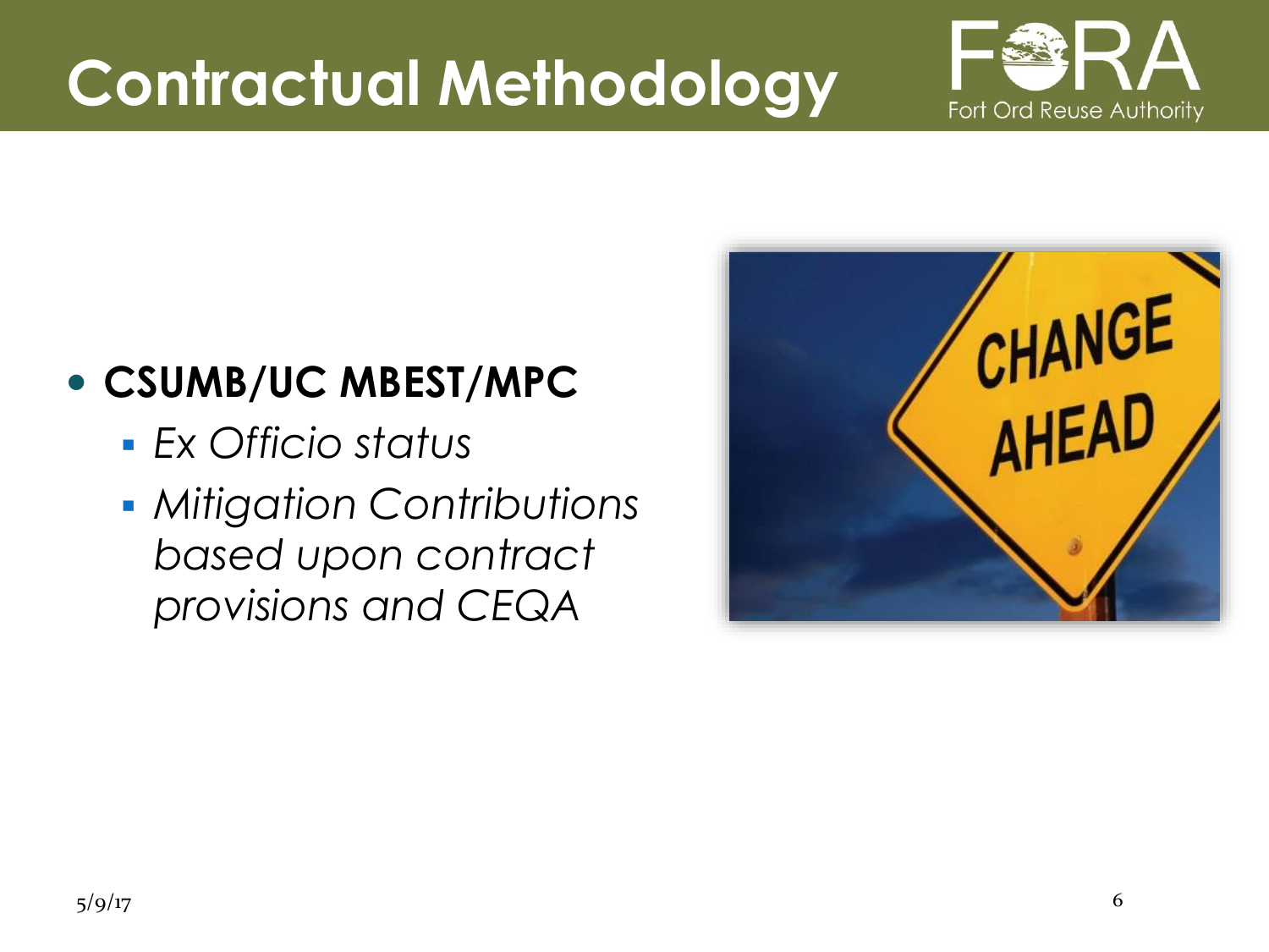# Contractual Methodology

- **CSUMB/UC MBEST/MPC**
  - *Ex Officio status*
  - *Mitigation Contributions based upon contract provisions and CEQA*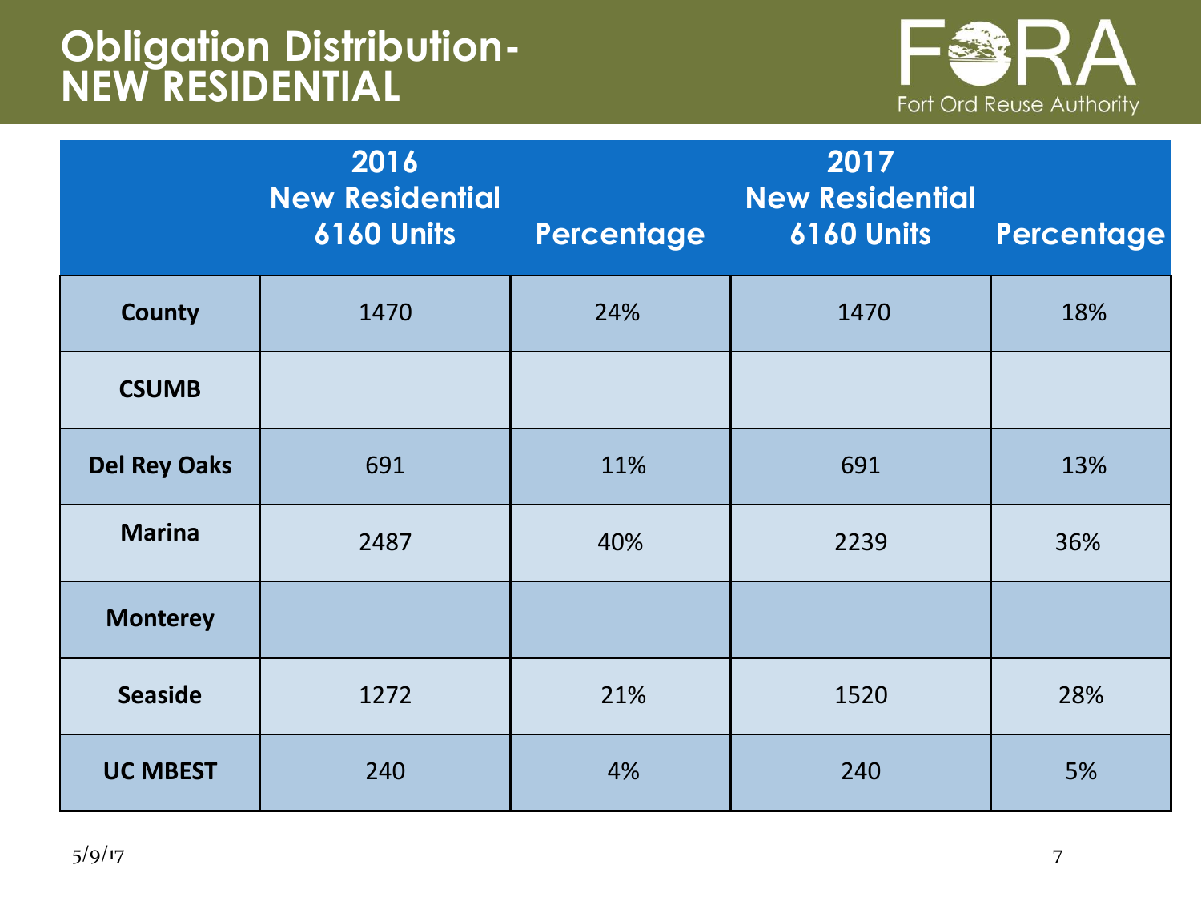# Obligation Distribution- NEW RESIDENTIAL

Fort Ord Reuse Authority

| | 2016 New Residential 6160 Units | Percentage | 2017 New Residential 6160 Units | Percentage |
|---|---|---|---|---|
| **County** | 1470 | 24% | 1470 | 18% |
| **CSUMB** | | | | |
| **Del Rey Oaks** | 691 | 11% | 691 | 13% |
| **Marina** | 2487 | 40% | 2239 | 36% |
| **Monterey** | | | | |
| **Seaside** | 1272 | 21% | 1520 | 28% |
| **UC MBEST** | 240 | 4% | 240 | 5% |

5/9/17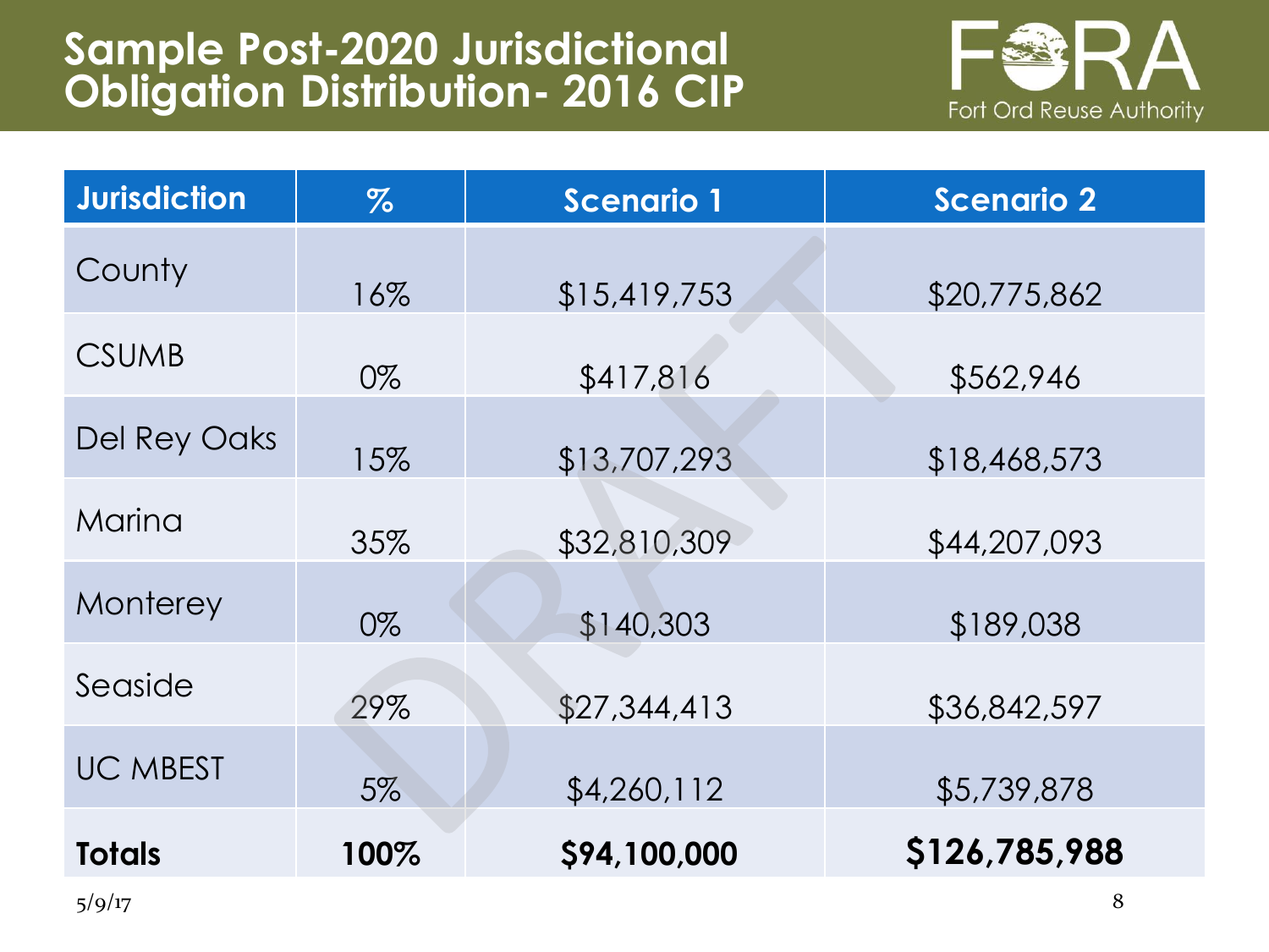# Sample Post-2020 Jurisdictional Obligation Distribution- 2016 CIP

| Jurisdiction | % | Scenario 1 | Scenario 2 |
|---|---|---|---|
| County | 16% | $15,419,753 | $20,775,862 |
| CSUMB | 0% | $417,816 | $562,946 |
| Del Rey Oaks | 15% | $13,707,293 | $18,468,573 |
| Marina | 35% | $32,810,309 | $44,207,093 |
| Monterey | 0% | $140,303 | $189,038 |
| Seaside | 29% | $27,344,413 | $36,842,597 |
| UC MBEST | 5% | $4,260,112 | $5,739,878 |
| **Totals** | **100%** | **$94,100,000** | **$126,785,988** |

5/9/17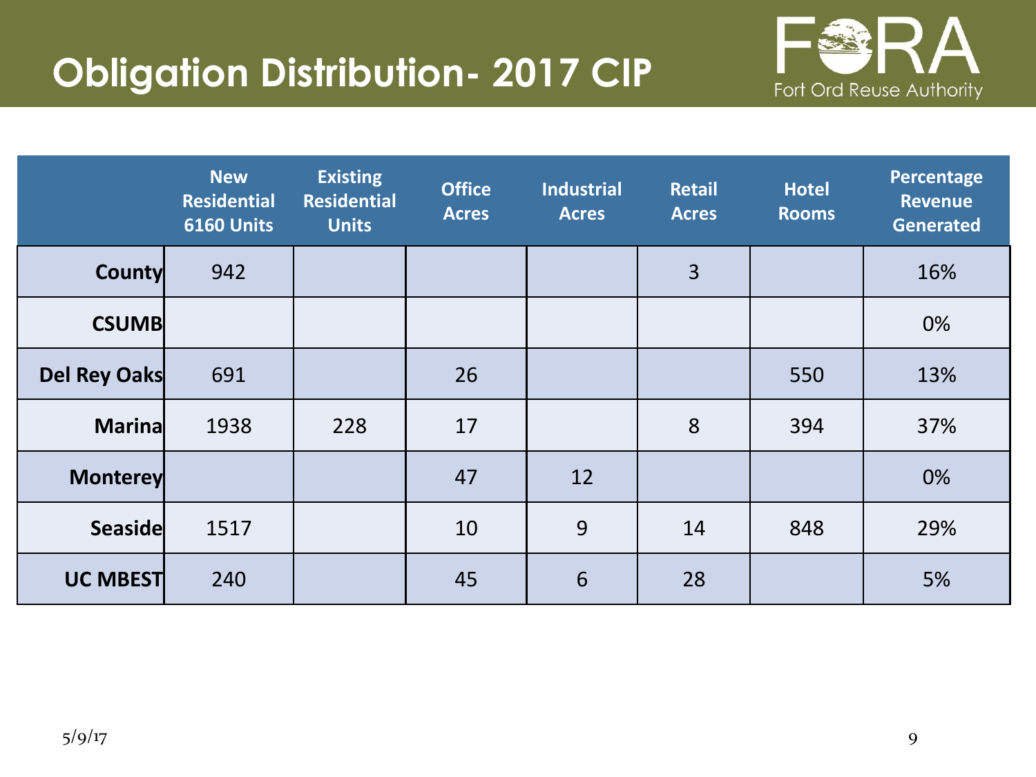# Obligation Distribution- 2017 CIP

| | New Residential 6160 Units | Existing Residential Units | Office Acres | Industrial Acres | Retail Acres | Hotel Rooms | Percentage Revenue Generated |
|---|---|---|---|---|---|---|---|
| **County** | 942 | | | | 3 | | 16% |
| **CSUMB** | | | | | | | 0% |
| **Del Rey Oaks** | 691 | | 26 | | | 550 | 13% |
| **Marina** | 1938 | 228 | 17 | | 8 | 394 | 37% |
| **Monterey** | | | 47 | 12 | | | 0% |
| **Seaside** | 1517 | | 10 | 9 | 14 | 848 | 29% |
| **UC MBEST** | 240 | | 45 | 6 | 28 | | 5% |

5/9/17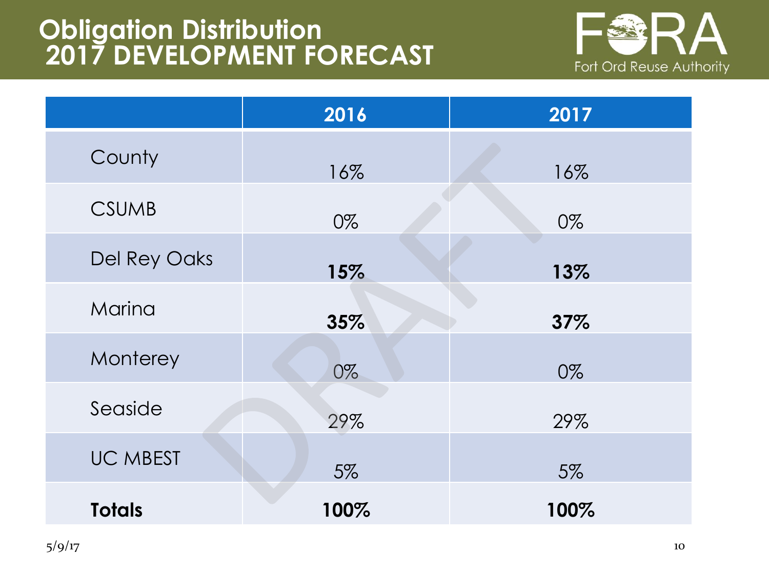# Obligation Distribution
# 2017 DEVELOPMENT FORECAST

| | 2016 | 2017 |
|---|---|---|
| County | 16% | 16% |
| CSUMB | 0% | 0% |
| Del Rey Oaks | **15%** | **13%** |
| Marina | **35%** | **37%** |
| Monterey | 0% | 0% |
| Seaside | 29% | 29% |
| UC MBEST | 5% | 5% |
| **Totals** | **100%** | **100%** |

5/9/17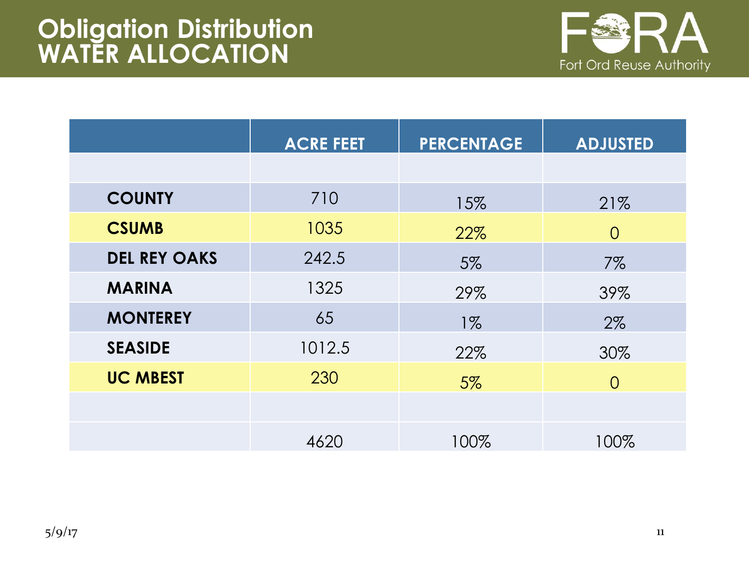# Obligation Distribution
# WATER ALLOCATION

| | ACRE FEET | PERCENTAGE | ADJUSTED |
|---|---|---|---|
| | | | |
| **COUNTY** | 710 | 15% | 21% |
| **CSUMB** | 1035 | 22% | 0 |
| **DEL REY OAKS** | 242.5 | 5% | 7% |
| **MARINA** | 1325 | 29% | 39% |
| **MONTEREY** | 65 | 1% | 2% |
| **SEASIDE** | 1012.5 | 22% | 30% |
| **UC MBEST** | 230 | 5% | 0 |
| | | | |
| | 4620 | 100% | 100% |

5/9/17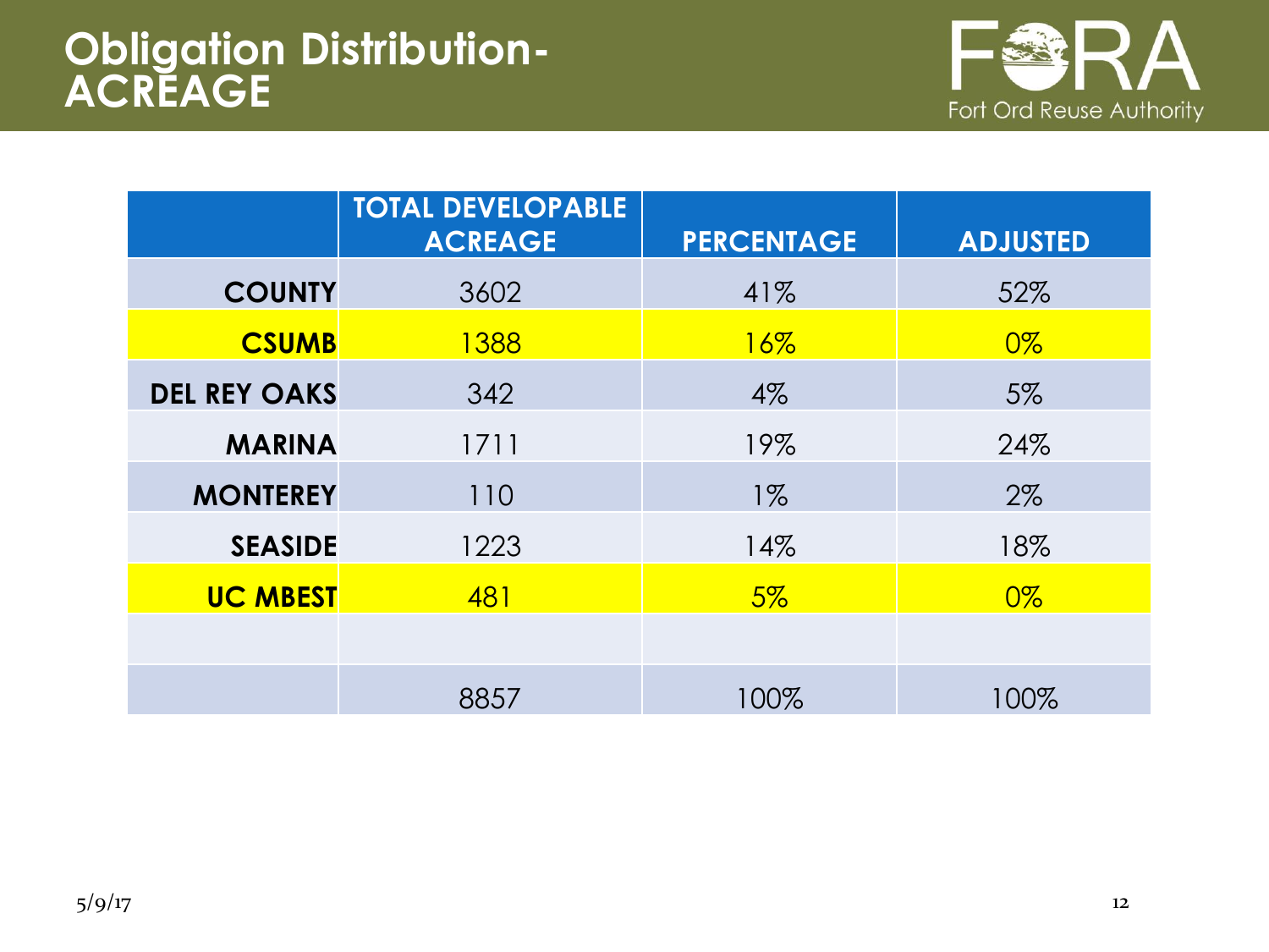# Obligation Distribution- ACREAGE

|  | TOTAL DEVELOPABLE ACREAGE | PERCENTAGE | ADJUSTED |
|---|---|---|---|
| **COUNTY** | 3602 | 41% | 52% |
| **CSUMB** | 1388 | 16% | 0% |
| **DEL REY OAKS** | 342 | 4% | 5% |
| **MARINA** | 1711 | 19% | 24% |
| **MONTEREY** | 110 | 1% | 2% |
| **SEASIDE** | 1223 | 14% | 18% |
| **UC MBEST** | 481 | 5% | 0% |
|  |  |  |  |
|  | 8857 | 100% | 100% |

5/9/17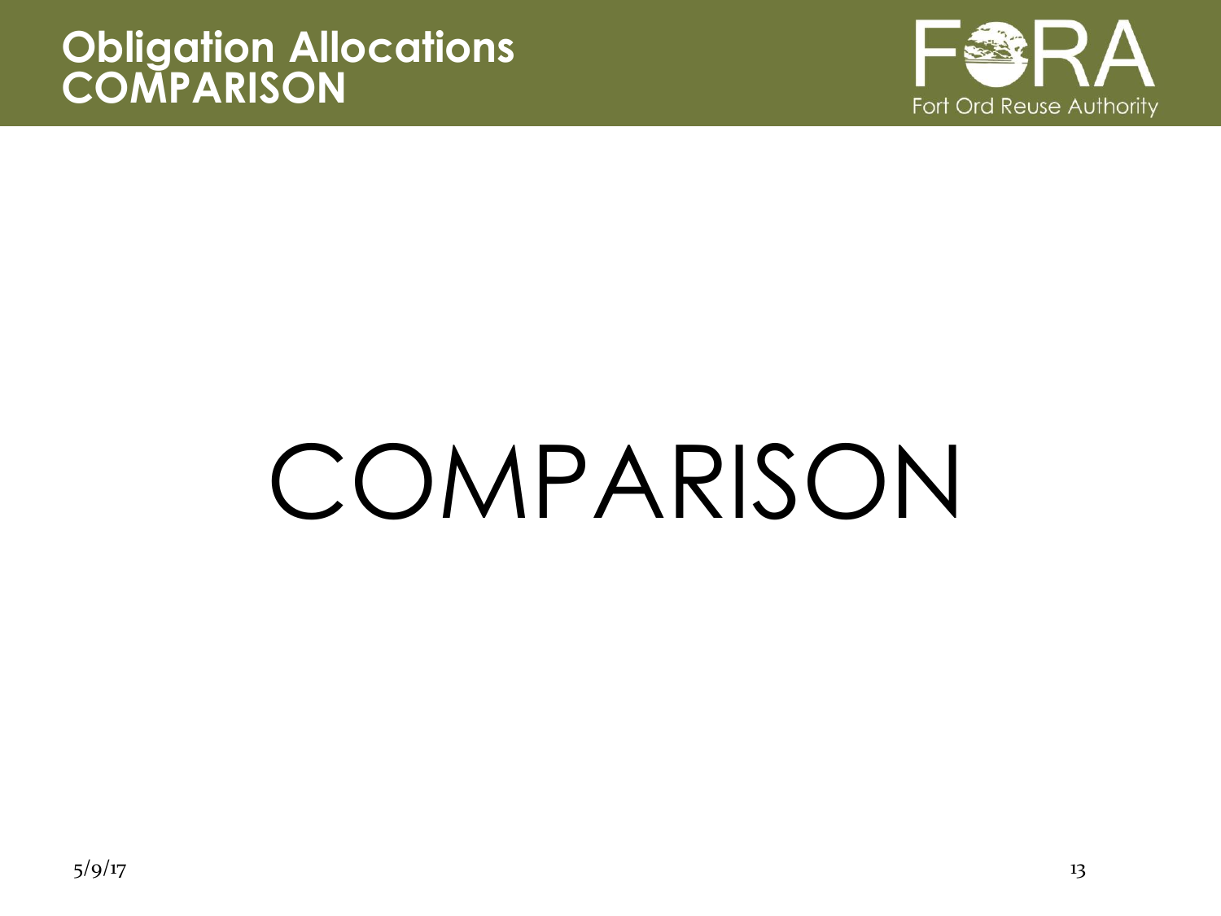# Obligation Allocations COMPARISON

COMPARISON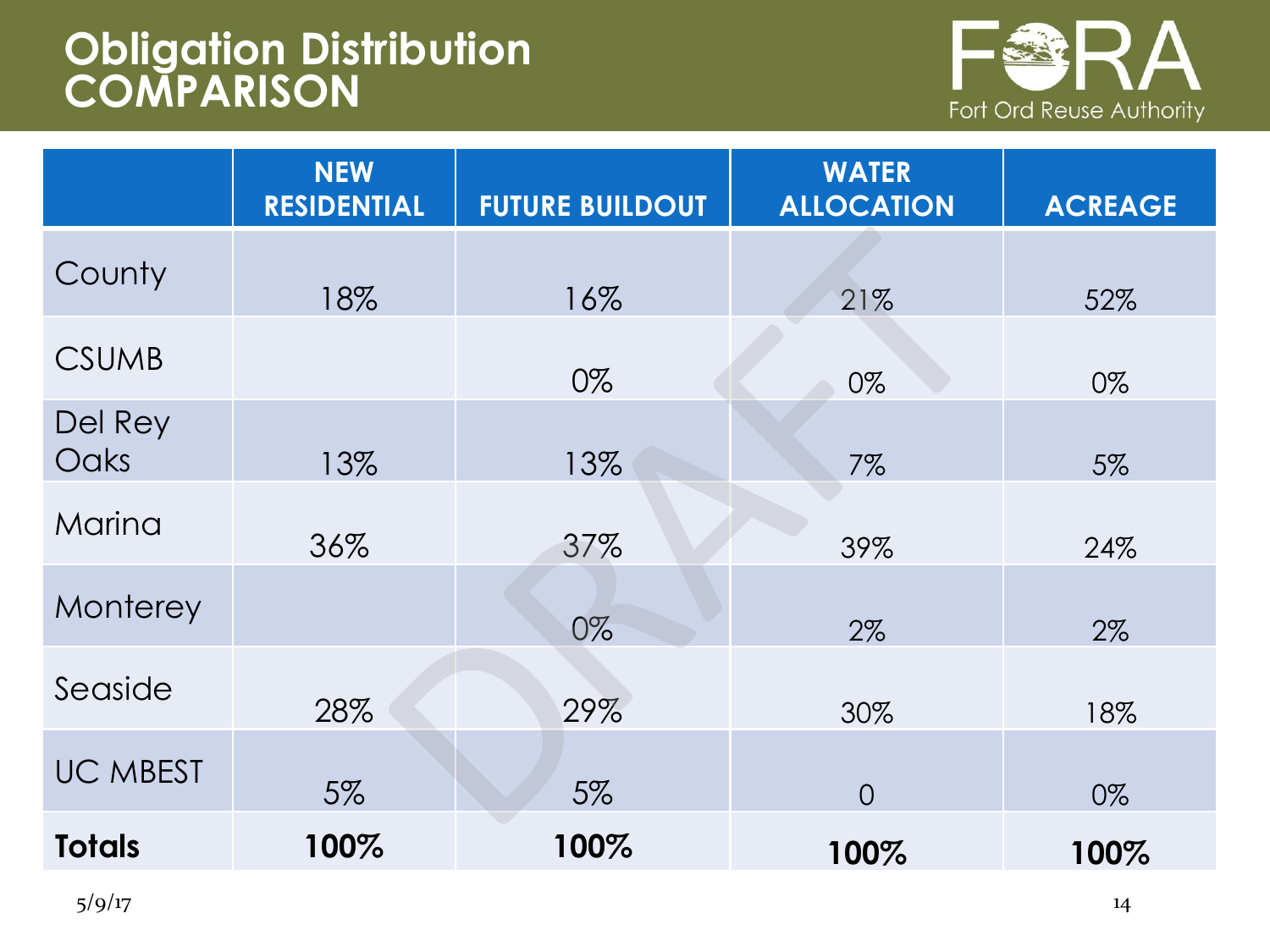# Obligation Distribution COMPARISON

Fort Ord Reuse Authority

| | NEW RESIDENTIAL | FUTURE BUILDOUT | WATER ALLOCATION | ACREAGE |
|---|---|---|---|---|
| County | 18% | 16% | 21% | 52% |
| CSUMB | | 0% | 0% | 0% |
| Del Rey Oaks | 13% | 13% | 7% | 5% |
| Marina | 36% | 37% | 39% | 24% |
| Monterey | | 0% | 2% | 2% |
| Seaside | 28% | 29% | 30% | 18% |
| UC MBEST | 5% | 5% | 0 | 0% |
| **Totals** | **100%** | **100%** | **100%** | **100%** |

DRAFT

5/9/17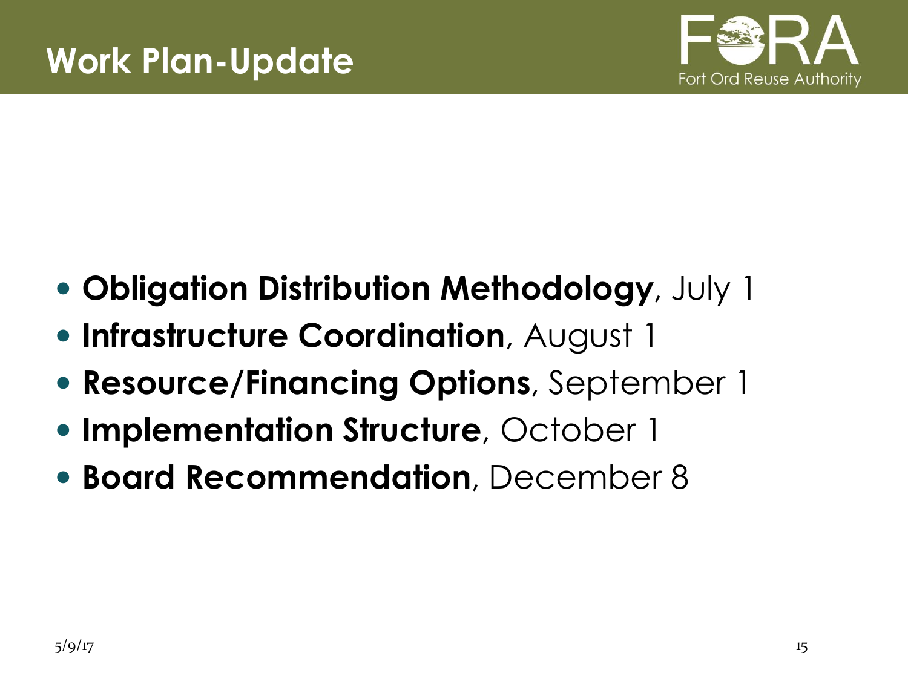# Work Plan-Update

- **Obligation Distribution Methodology**, July 1
- **Infrastructure Coordination**, August 1
- **Resource/Financing Options**, September 1
- **Implementation Structure**, October 1
- **Board Recommendation**, December 8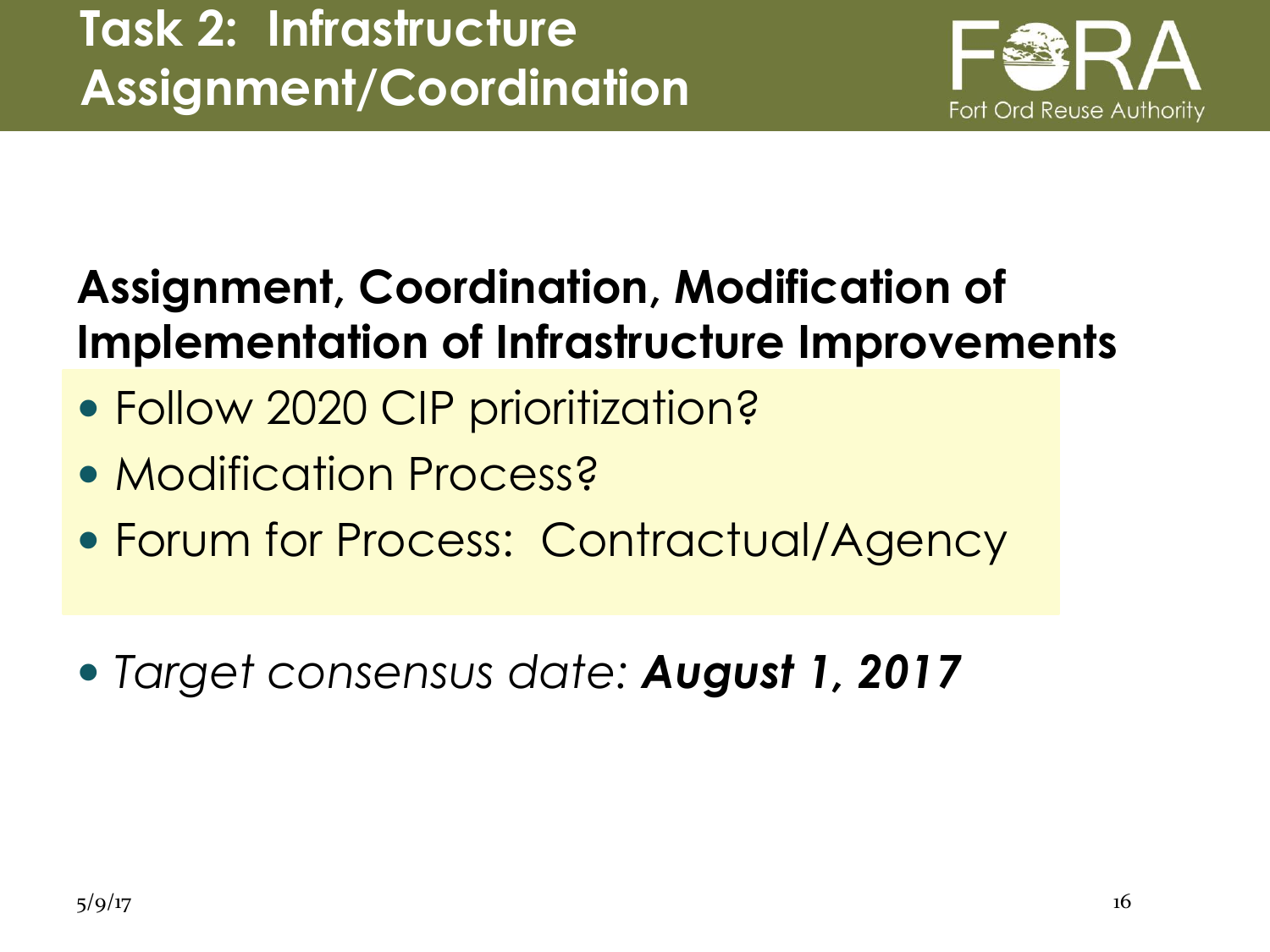# Task 2: Infrastructure Assignment/Coordination

Fort Ord Reuse Authority

## Assignment, Coordination, Modification of Implementation of Infrastructure Improvements

- Follow 2020 CIP prioritization?
- Modification Process?
- Forum for Process: Contractual/Agency

- *Target consensus date: **August 1, 2017***

5/9/17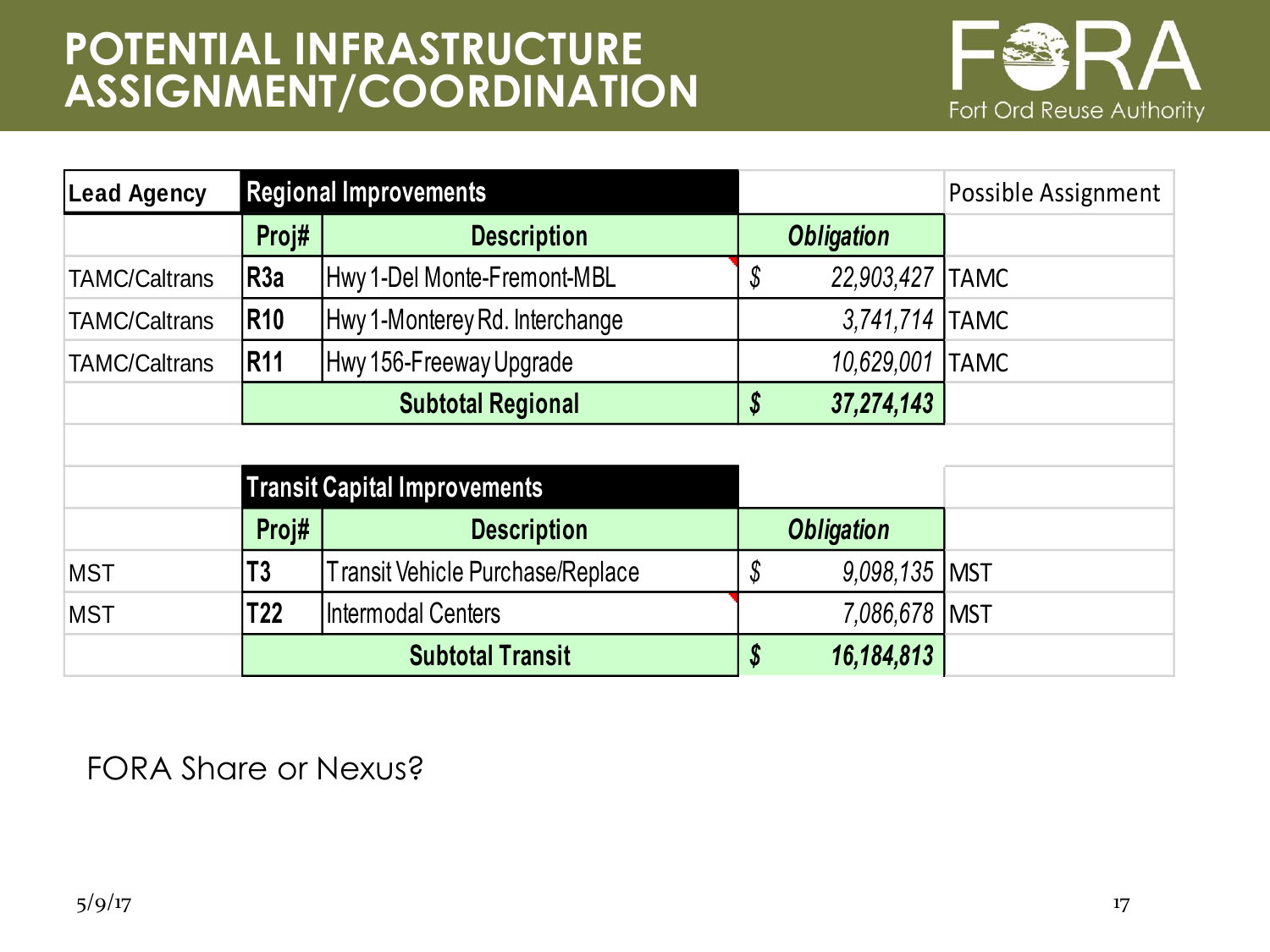# POTENTIAL INFRASTRUCTURE ASSIGNMENT/COORDINATION

| Lead Agency | Regional Improvements | | | Possible Assignment |
|---|---|---|---|---|
| | **Proj#** | **Description** | ***Obligation*** | |
| TAMC/Caltrans | **R3a** | Hwy 1-Del Monte-Fremont-MBL | *$ 22,903,427* | TAMC |
| TAMC/Caltrans | **R10** | Hwy 1-Monterey Rd. Interchange | *3,741,714* | TAMC |
| TAMC/Caltrans | **R11** | Hwy 156-Freeway Upgrade | *10,629,001* | TAMC |
| | | **Subtotal Regional** | ***$ 37,274,143*** | |
| | | | | |
| | **Transit Capital Improvements** | | | |
| | **Proj#** | **Description** | ***Obligation*** | |
| MST | **T3** | Transit Vehicle Purchase/Replace | *$ 9,098,135* | MST |
| MST | **T22** | Intermodal Centers | *7,086,678* | MST |
| | | **Subtotal Transit** | ***$ 16,184,813*** | |

FORA Share or Nexus?

5/9/17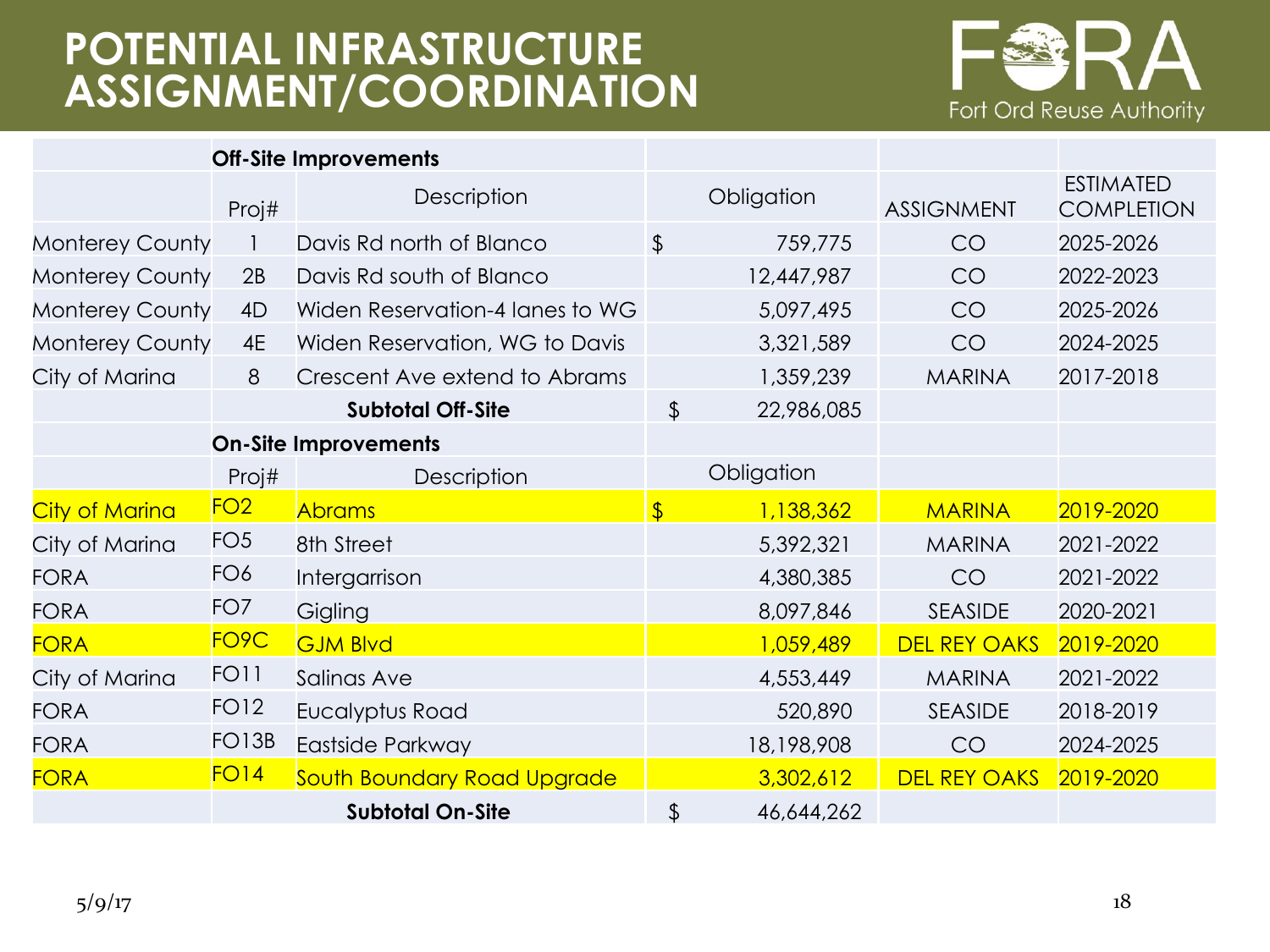# POTENTIAL INFRASTRUCTURE ASSIGNMENT/COORDINATION

Fort Ord Reuse Authority

| | **Off-Site Improvements** | | | | |
|---|---|---|---|---|---|
| | Proj# | Description | Obligation | ASSIGNMENT | ESTIMATED COMPLETION |
| Monterey County | 1 | Davis Rd north of Blanco | $ 759,775 | CO | 2025-2026 |
| Monterey County | 2B | Davis Rd south of Blanco | 12,447,987 | CO | 2022-2023 |
| Monterey County | 4D | Widen Reservation-4 lanes to WG | 5,097,495 | CO | 2025-2026 |
| Monterey County | 4E | Widen Reservation, WG to Davis | 3,321,589 | CO | 2024-2025 |
| City of Marina | 8 | Crescent Ave extend to Abrams | 1,359,239 | MARINA | 2017-2018 |
| | | **Subtotal Off-Site** | $ 22,986,085 | | |
| | **On-Site Improvements** | | | | |
| | Proj# | Description | Obligation | | |
| City of Marina | FO2 | Abrams | $ 1,138,362 | MARINA | 2019-2020 |
| City of Marina | FO5 | 8th Street | 5,392,321 | MARINA | 2021-2022 |
| FORA | FO6 | Intergarrison | 4,380,385 | CO | 2021-2022 |
| FORA | FO7 | Gigling | 8,097,846 | SEASIDE | 2020-2021 |
| FORA | FO9C | GJM Blvd | 1,059,489 | DEL REY OAKS | 2019-2020 |
| City of Marina | FO11 | Salinas Ave | 4,553,449 | MARINA | 2021-2022 |
| FORA | FO12 | Eucalyptus Road | 520,890 | SEASIDE | 2018-2019 |
| FORA | FO13B | Eastside Parkway | 18,198,908 | CO | 2024-2025 |
| FORA | FO14 | South Boundary Road Upgrade | 3,302,612 | DEL REY OAKS | 2019-2020 |
| | | **Subtotal On-Site** | $ 46,644,262 | | |

5/9/17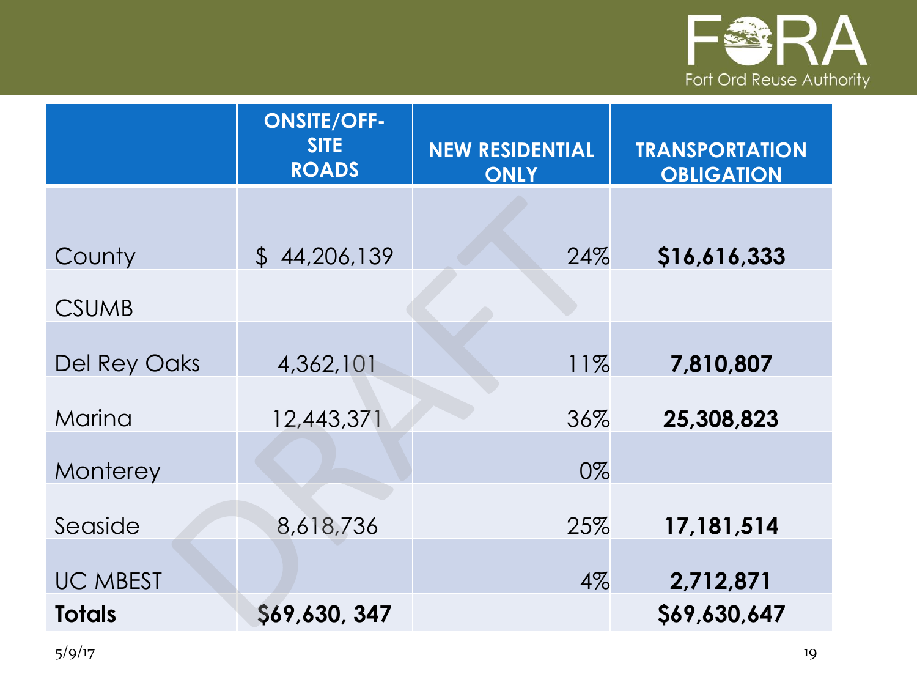| | ONSITE/OFF-SITE ROADS | NEW RESIDENTIAL ONLY | TRANSPORTATION OBLIGATION |
|---|---|---|---|
| County | $ 44,206,139 | 24% | **$16,616,333** |
| CSUMB | | | |
| Del Rey Oaks | 4,362,101 | 11% | **7,810,807** |
| Marina | 12,443,371 | 36% | **25,308,823** |
| Monterey | | 0% | |
| Seaside | 8,618,736 | 25% | **17,181,514** |
| UC MBEST | | 4% | **2,712,871** |
| **Totals** | **$69,630, 347** | | **$69,630,647** |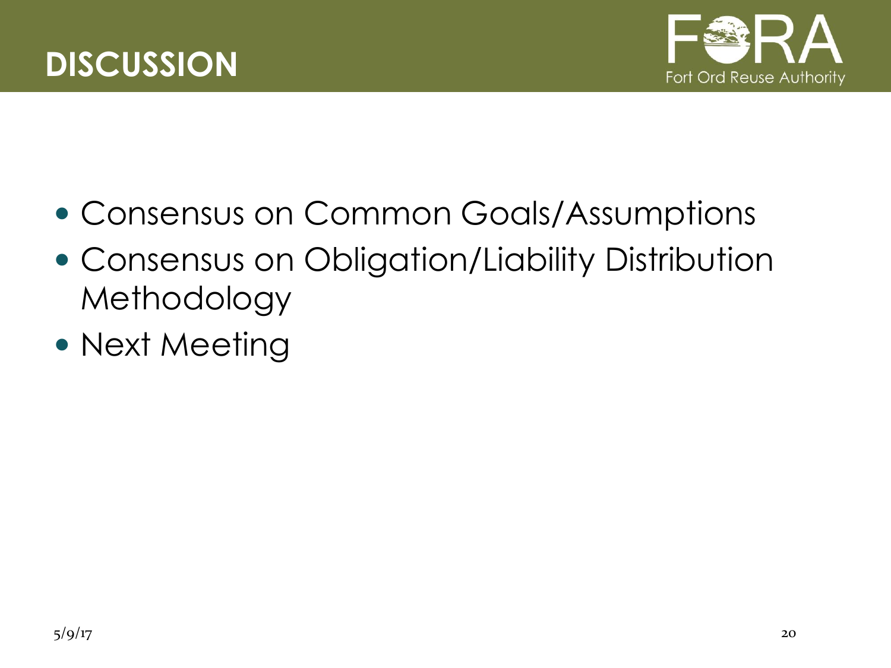# DISCUSSION

- Consensus on Common Goals/Assumptions
- Consensus on Obligation/Liability Distribution Methodology
- Next Meeting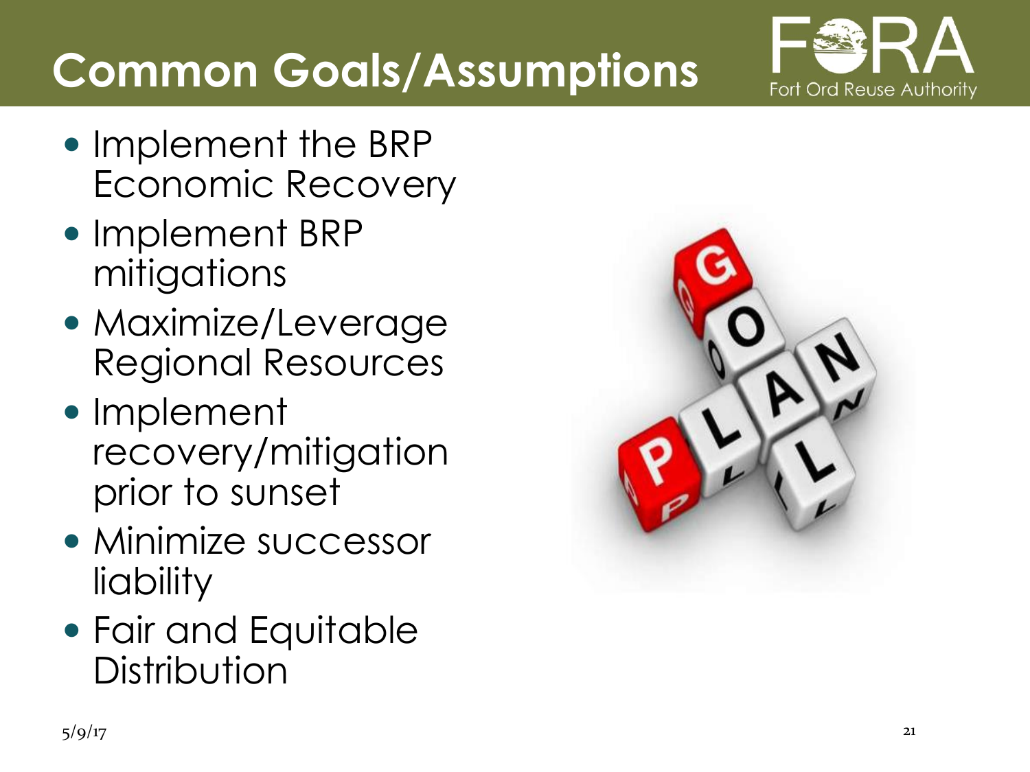# Common Goals/Assumptions

- Implement the BRP Economic Recovery
- Implement BRP mitigations
- Maximize/Leverage Regional Resources
- Implement recovery/mitigation prior to sunset
- Minimize successor liability
- Fair and Equitable Distribution

5/9/17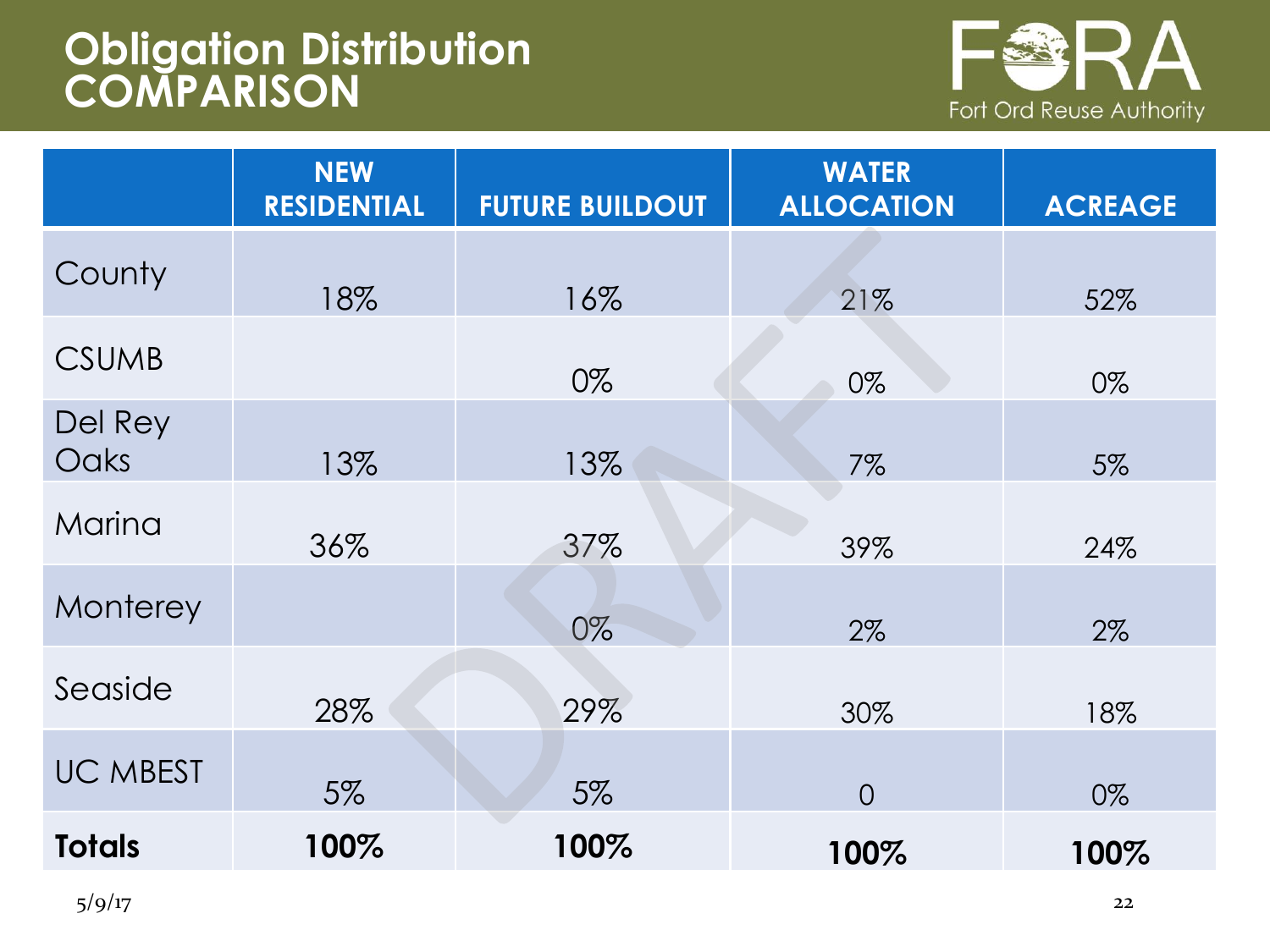# Obligation Distribution COMPARISON

| | NEW RESIDENTIAL | FUTURE BUILDOUT | WATER ALLOCATION | ACREAGE |
|---|---|---|---|---|
| County | 18% | 16% | 21% | 52% |
| CSUMB | | 0% | 0% | 0% |
| Del Rey Oaks | 13% | 13% | 7% | 5% |
| Marina | 36% | 37% | 39% | 24% |
| Monterey | | 0% | 2% | 2% |
| Seaside | 28% | 29% | 30% | 18% |
| UC MBEST | 5% | 5% | 0 | 0% |
| **Totals** | **100%** | **100%** | **100%** | **100%** |

5/9/17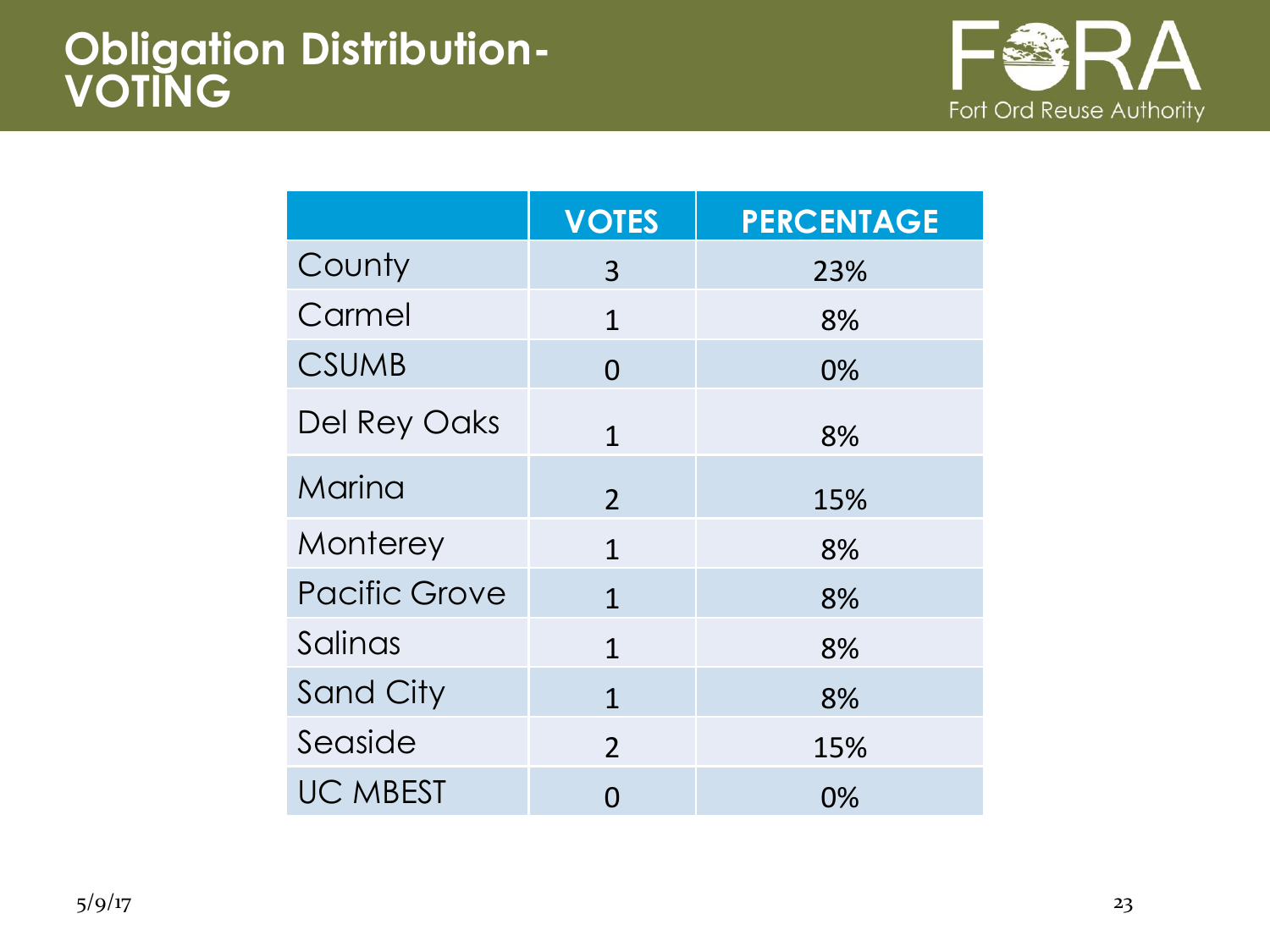# Obligation Distribution- VOTING

| | VOTES | PERCENTAGE |
|---|---|---|
| County | 3 | 23% |
| Carmel | 1 | 8% |
| CSUMB | 0 | 0% |
| Del Rey Oaks | 1 | 8% |
| Marina | 2 | 15% |
| Monterey | 1 | 8% |
| Pacific Grove | 1 | 8% |
| Salinas | 1 | 8% |
| Sand City | 1 | 8% |
| Seaside | 2 | 15% |
| UC MBEST | 0 | 0% |

5/9/17